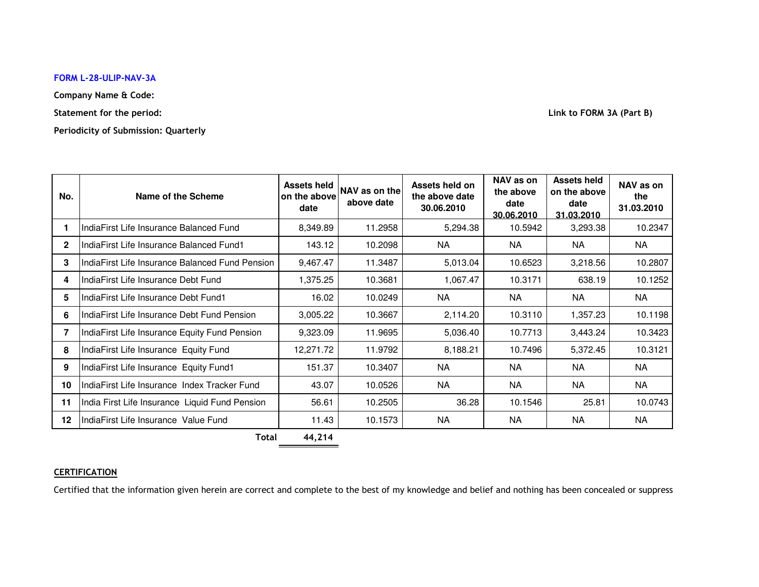**FORM L-28-ULIP-NAV-3A**

**Company Name & Code:**

**Statement for the period:** **Link to FORM 3A (Part B)**

**Periodicity of Submission: Quarterly**

| No. | Name of the Scheme | Assets held on the above date | NAV as on the above date | Assets held on the above date 30.06.2010 | NAV as on the above date 30.06.2010 | Assets held on the above date 31.03.2010 | NAV as on the 31.03.2010 |
|---|---|---|---|---|---|---|---|
| 1 | IndiaFirst Life Insurance Balanced Fund | 8,349.89 | 11.2958 | 5,294.38 | 10.5942 | 3,293.38 | 10.2347 |
| 2 | IndiaFirst Life Insurance Balanced Fund1 | 143.12 | 10.2098 | NA | NA | NA | NA |
| 3 | IndiaFirst Life Insurance Balanced Fund Pension | 9,467.47 | 11.3487 | 5,013.04 | 10.6523 | 3,218.56 | 10.2807 |
| 4 | IndiaFirst Life Insurance Debt Fund | 1,375.25 | 10.3681 | 1,067.47 | 10.3171 | 638.19 | 10.1252 |
| 5 | IndiaFirst Life Insurance Debt Fund1 | 16.02 | 10.0249 | NA | NA | NA | NA |
| 6 | IndiaFirst Life Insurance Debt Fund Pension | 3,005.22 | 10.3667 | 2,114.20 | 10.3110 | 1,357.23 | 10.1198 |
| 7 | IndiaFirst Life Insurance Equity Fund Pension | 9,323.09 | 11.9695 | 5,036.40 | 10.7713 | 3,443.24 | 10.3423 |
| 8 | IndiaFirst Life Insurance Equity Fund | 12,271.72 | 11.9792 | 8,188.21 | 10.7496 | 5,372.45 | 10.3121 |
| 9 | IndiaFirst Life Insurance Equity Fund1 | 151.37 | 10.3407 | NA | NA | NA | NA |
| 10 | IndiaFirst Life Insurance Index Tracker Fund | 43.07 | 10.0526 | NA | NA | NA | NA |
| 11 | India First Life Insurance Liquid Fund Pension | 56.61 | 10.2505 | 36.28 | 10.1546 | 25.81 | 10.0743 |
| 12 | IndiaFirst Life Insurance Value Fund | 11.43 | 10.1573 | NA | NA | NA | NA |
| | **Total** | **44,214** | | | | | |

**CERTIFICATION**

Certified that the information given herein are correct and complete to the best of my knowledge and belief and nothing has been concealed or suppress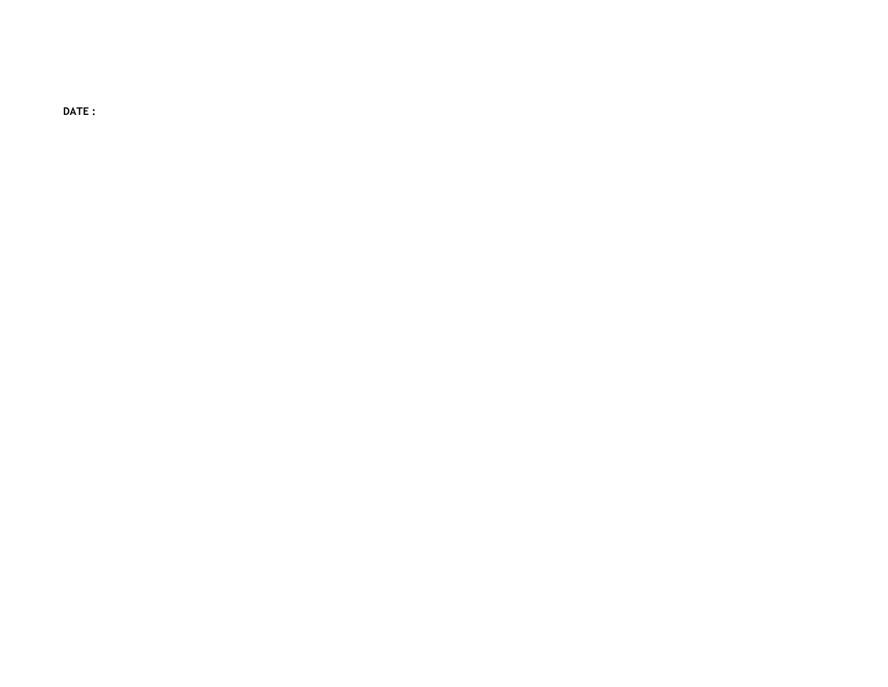**DATE :**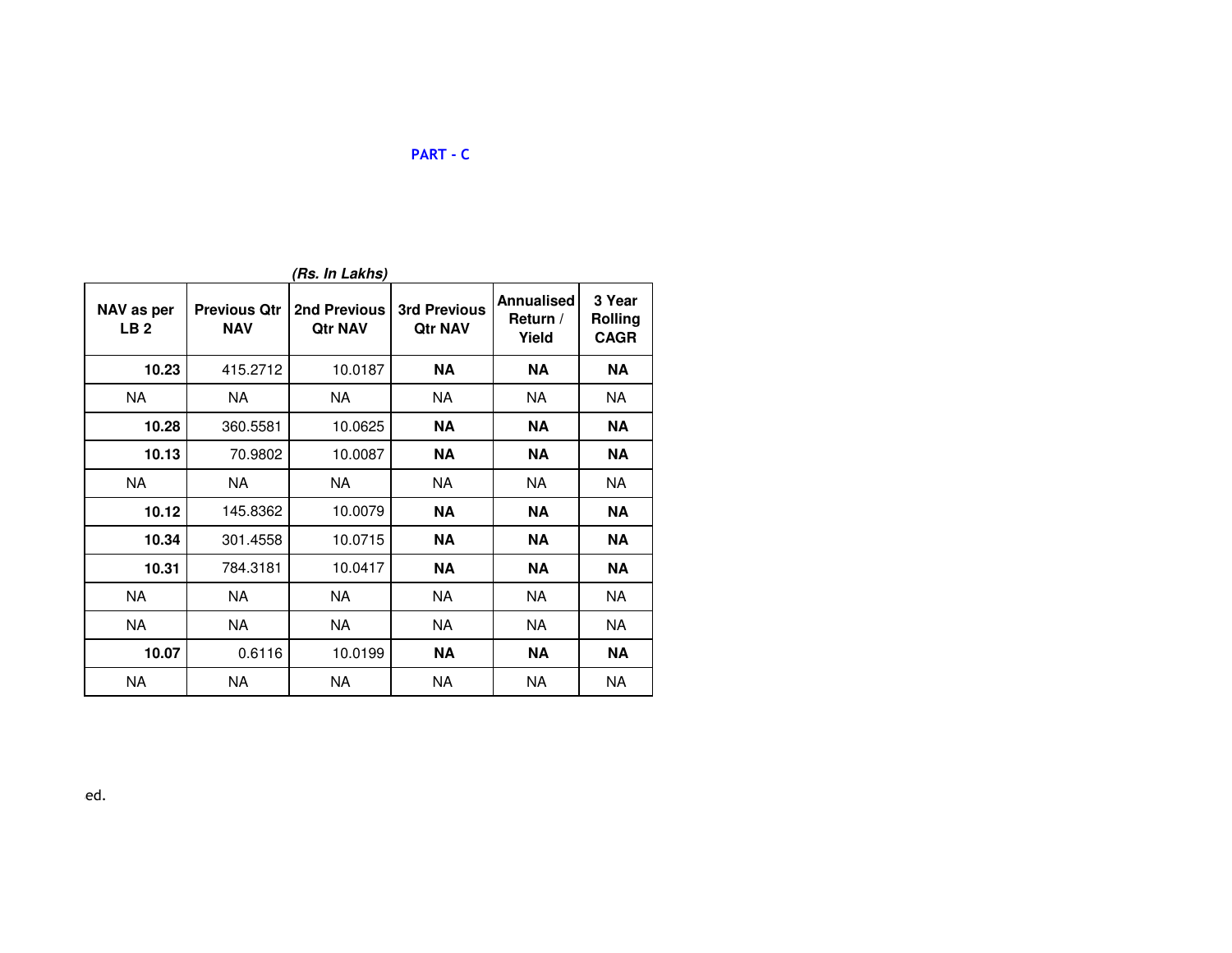**PART - C**

*(Rs. In Lakhs)*

| NAV as per LB 2 | Previous Qtr NAV | 2nd Previous Qtr NAV | 3rd Previous Qtr NAV | Annualised Return / Yield | 3 Year Rolling CAGR |
|---|---|---|---|---|---|
| **10.23** | 415.2712 | 10.0187 | **NA** | **NA** | **NA** |
| NA | NA | NA | NA | NA | NA |
| **10.28** | 360.5581 | 10.0625 | **NA** | **NA** | **NA** |
| **10.13** | 70.9802 | 10.0087 | **NA** | **NA** | **NA** |
| NA | NA | NA | NA | NA | NA |
| **10.12** | 145.8362 | 10.0079 | **NA** | **NA** | **NA** |
| **10.34** | 301.4558 | 10.0715 | **NA** | **NA** | **NA** |
| **10.31** | 784.3181 | 10.0417 | **NA** | **NA** | **NA** |
| NA | NA | NA | NA | NA | NA |
| NA | NA | NA | NA | NA | NA |
| **10.07** | 0.6116 | 10.0199 | **NA** | **NA** | **NA** |
| NA | NA | NA | NA | NA | NA |

ed.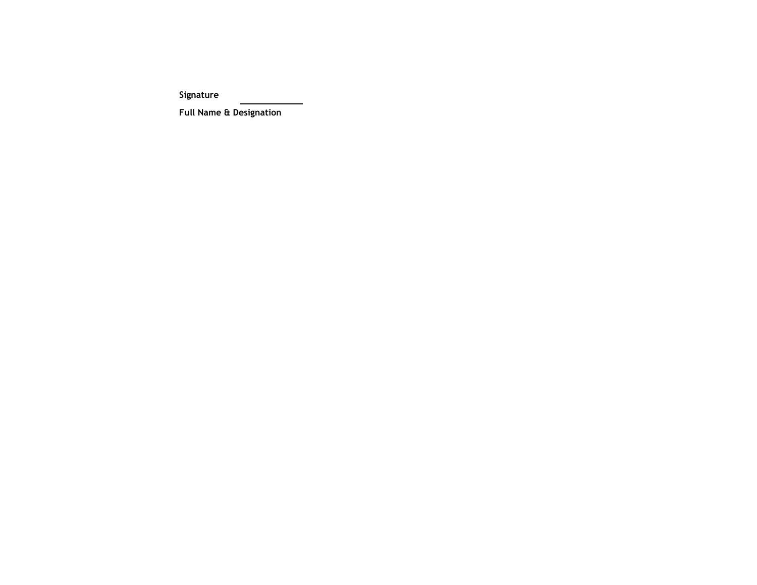**Signature** \_\_\_\_\_\_\_\_\_\_\_\_\_\_\_\_

**Full Name & Designation**